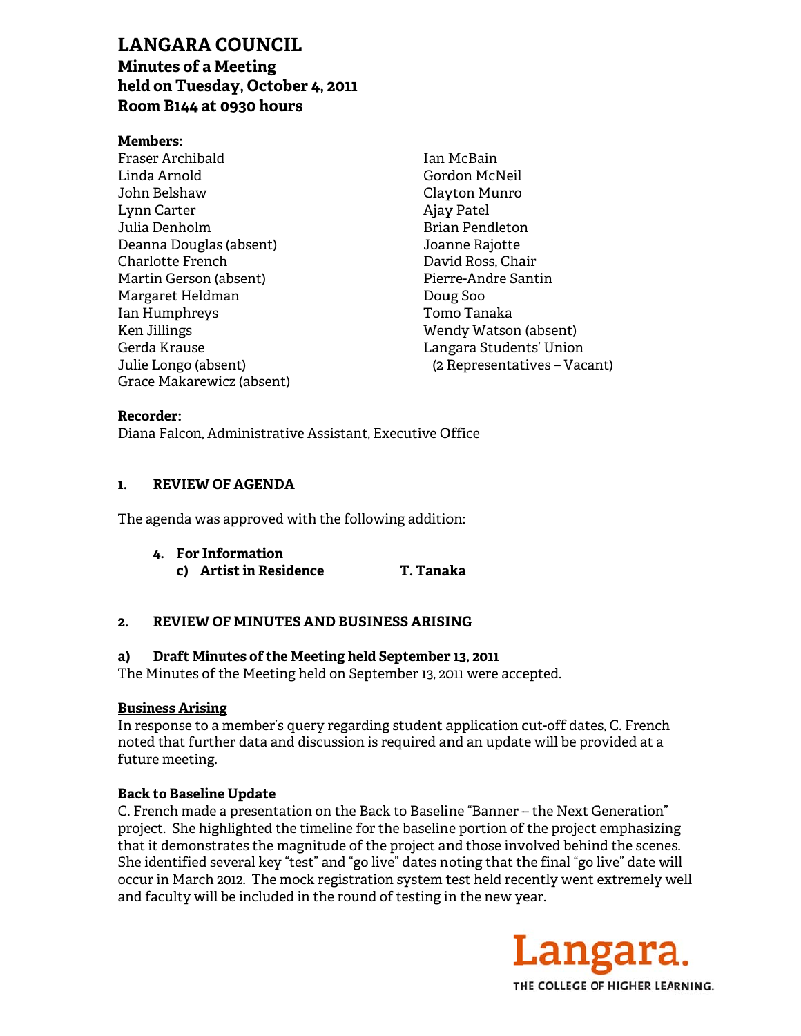# LANGARA COUNCIL

## Minutes of a Meeting held on Tuesday, October 4, 2011 Room B144 at 0930 hours

**Members:**

Fraser Archibald
Linda Arnold
John Belshaw
Lynn Carter
Julia Denholm
Deanna Douglas (absent)
Charlotte French
Martin Gerson (absent)
Margaret Heldman
Ian Humphreys
Ken Jillings
Gerda Krause
Julie Longo (absent)
Grace Makarewicz (absent)
Ian McBain
Gordon McNeil
Clayton Munro
Ajay Patel
Brian Pendleton
Joanne Rajotte
David Ross, Chair
Pierre-Andre Santin
Doug Soo
Tomo Tanaka
Wendy Watson (absent)
Langara Students' Union
(2 Representatives – Vacant)

**Recorder:**
Diana Falcon, Administrative Assistant, Executive Office

### 1. REVIEW OF AGENDA

The agenda was approved with the following addition:

4. **For Information**
   c) **Artist in Residence** **T. Tanaka**

### 2. REVIEW OF MINUTES AND BUSINESS ARISING

#### a) Draft Minutes of the Meeting held September 13, 2011

The Minutes of the Meeting held on September 13, 2011 were accepted.

**Business Arising**

In response to a member's query regarding student application cut-off dates, C. French noted that further data and discussion is required and an update will be provided at a future meeting.

**Back to Baseline Update**

C. French made a presentation on the Back to Baseline "Banner – the Next Generation" project. She highlighted the timeline for the baseline portion of the project emphasizing that it demonstrates the magnitude of the project and those involved behind the scenes. She identified several key "test" and "go live" dates noting that the final "go live" date will occur in March 2012. The mock registration system test held recently went extremely well and faculty will be included in the round of testing in the new year.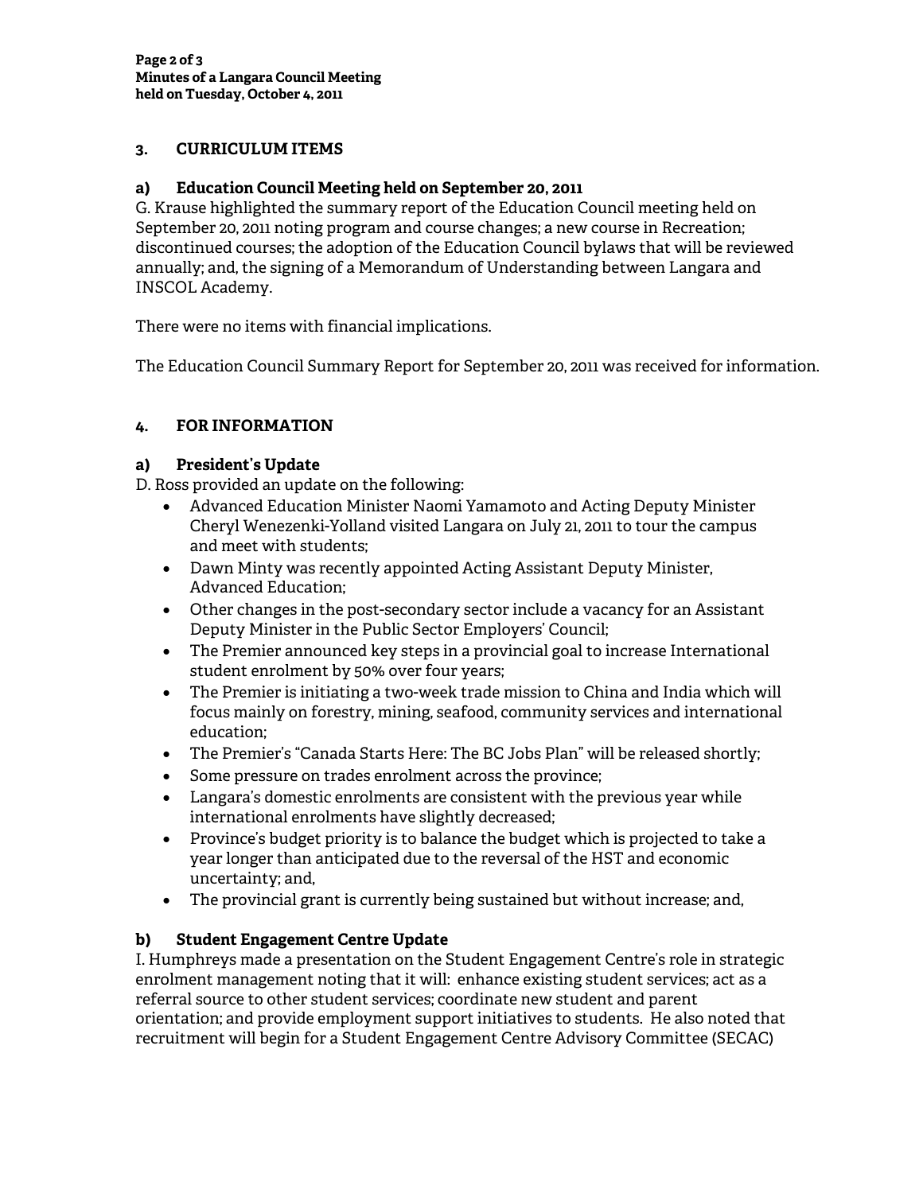## 3. CURRICULUM ITEMS

### a) Education Council Meeting held on September 20, 2011

G. Krause highlighted the summary report of the Education Council meeting held on September 20, 2011 noting program and course changes; a new course in Recreation; discontinued courses; the adoption of the Education Council bylaws that will be reviewed annually; and, the signing of a Memorandum of Understanding between Langara and INSCOL Academy.

There were no items with financial implications.

The Education Council Summary Report for September 20, 2011 was received for information.

## 4. FOR INFORMATION

### a) President's Update

D. Ross provided an update on the following:

- Advanced Education Minister Naomi Yamamoto and Acting Deputy Minister Cheryl Wenezenki-Yolland visited Langara on July 21, 2011 to tour the campus and meet with students;
- Dawn Minty was recently appointed Acting Assistant Deputy Minister, Advanced Education;
- Other changes in the post-secondary sector include a vacancy for an Assistant Deputy Minister in the Public Sector Employers' Council;
- The Premier announced key steps in a provincial goal to increase International student enrolment by 50% over four years;
- The Premier is initiating a two-week trade mission to China and India which will focus mainly on forestry, mining, seafood, community services and international education;
- The Premier's "Canada Starts Here: The BC Jobs Plan" will be released shortly;
- Some pressure on trades enrolment across the province;
- Langara's domestic enrolments are consistent with the previous year while international enrolments have slightly decreased;
- Province's budget priority is to balance the budget which is projected to take a year longer than anticipated due to the reversal of the HST and economic uncertainty; and,
- The provincial grant is currently being sustained but without increase; and,

### b) Student Engagement Centre Update

I. Humphreys made a presentation on the Student Engagement Centre's role in strategic enrolment management noting that it will: enhance existing student services; act as a referral source to other student services; coordinate new student and parent orientation; and provide employment support initiatives to students. He also noted that recruitment will begin for a Student Engagement Centre Advisory Committee (SECAC)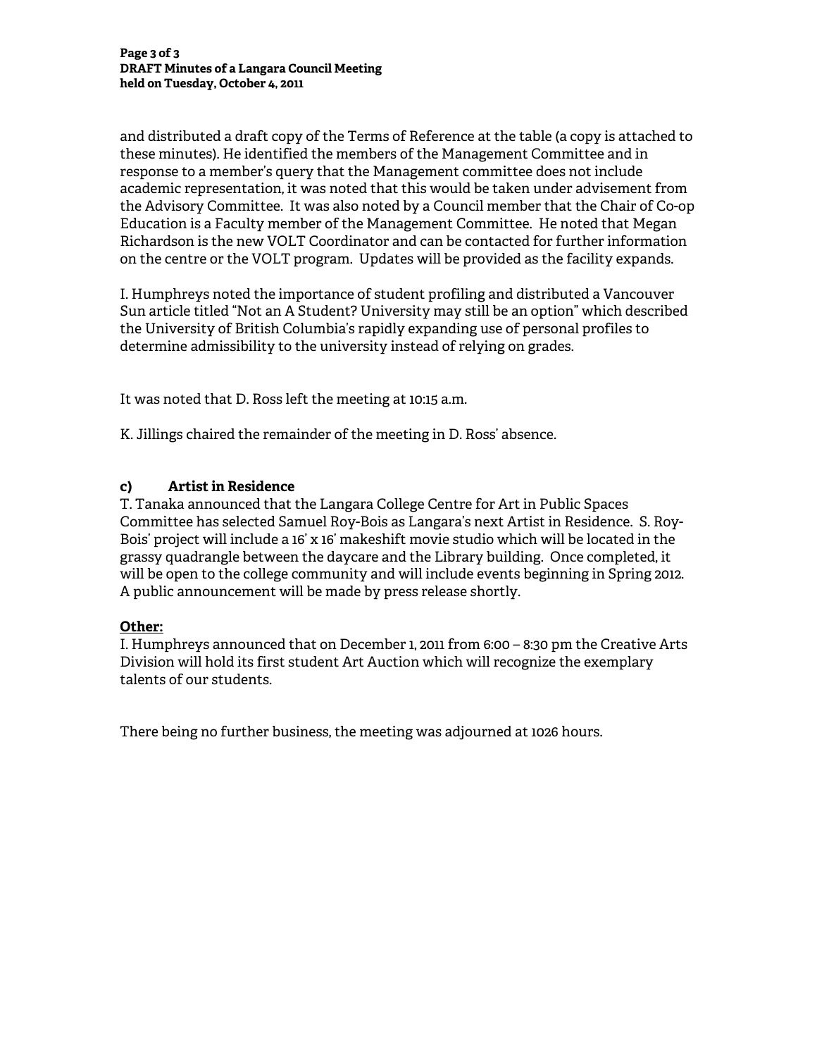and distributed a draft copy of the Terms of Reference at the table (a copy is attached to these minutes). He identified the members of the Management Committee and in response to a member's query that the Management committee does not include academic representation, it was noted that this would be taken under advisement from the Advisory Committee. It was also noted by a Council member that the Chair of Co-op Education is a Faculty member of the Management Committee. He noted that Megan Richardson is the new VOLT Coordinator and can be contacted for further information on the centre or the VOLT program. Updates will be provided as the facility expands.

I. Humphreys noted the importance of student profiling and distributed a Vancouver Sun article titled "Not an A Student? University may still be an option" which described the University of British Columbia's rapidly expanding use of personal profiles to determine admissibility to the university instead of relying on grades.

It was noted that D. Ross left the meeting at 10:15 a.m.

K. Jillings chaired the remainder of the meeting in D. Ross' absence.

**c) Artist in Residence**

T. Tanaka announced that the Langara College Centre for Art in Public Spaces Committee has selected Samuel Roy-Bois as Langara's next Artist in Residence. S. Roy-Bois' project will include a 16' x 16' makeshift movie studio which will be located in the grassy quadrangle between the daycare and the Library building. Once completed, it will be open to the college community and will include events beginning in Spring 2012. A public announcement will be made by press release shortly.

**Other:**

I. Humphreys announced that on December 1, 2011 from 6:00 – 8:30 pm the Creative Arts Division will hold its first student Art Auction which will recognize the exemplary talents of our students.

There being no further business, the meeting was adjourned at 1026 hours.